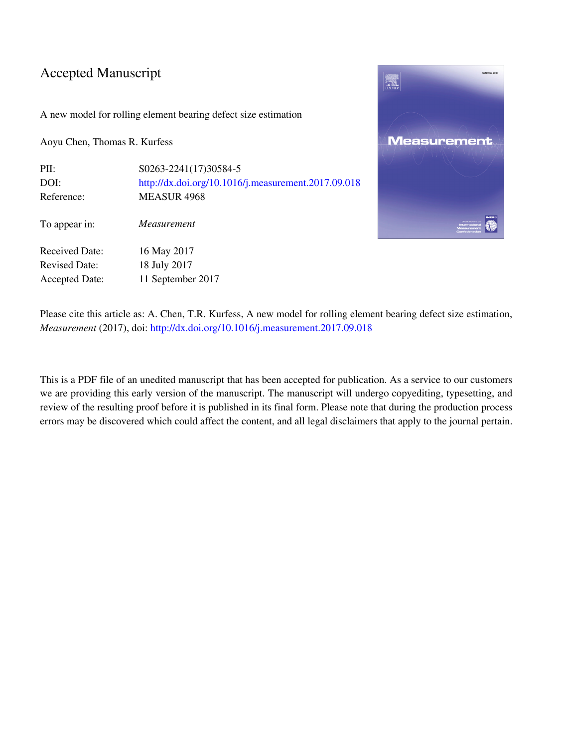# Accepted Manuscript

A new model for rolling element bearing defect size estimation

Aoyu Chen, Thomas R. Kurfess

| | |
|---|---|
| PII: | S0263-2241(17)30584-5 |
| DOI: | http://dx.doi.org/10.1016/j.measurement.2017.09.018 |
| Reference: | MEASUR 4968 |
| To appear in: | *Measurement* |
| Received Date: | 16 May 2017 |
| Revised Date: | 18 July 2017 |
| Accepted Date: | 11 September 2017 |

Please cite this article as: A. Chen, T.R. Kurfess, A new model for rolling element bearing defect size estimation, *Measurement* (2017), doi: http://dx.doi.org/10.1016/j.measurement.2017.09.018

This is a PDF file of an unedited manuscript that has been accepted for publication. As a service to our customers we are providing this early version of the manuscript. The manuscript will undergo copyediting, typesetting, and review of the resulting proof before it is published in its final form. Please note that during the production process errors may be discovered which could affect the content, and all legal disclaimers that apply to the journal pertain.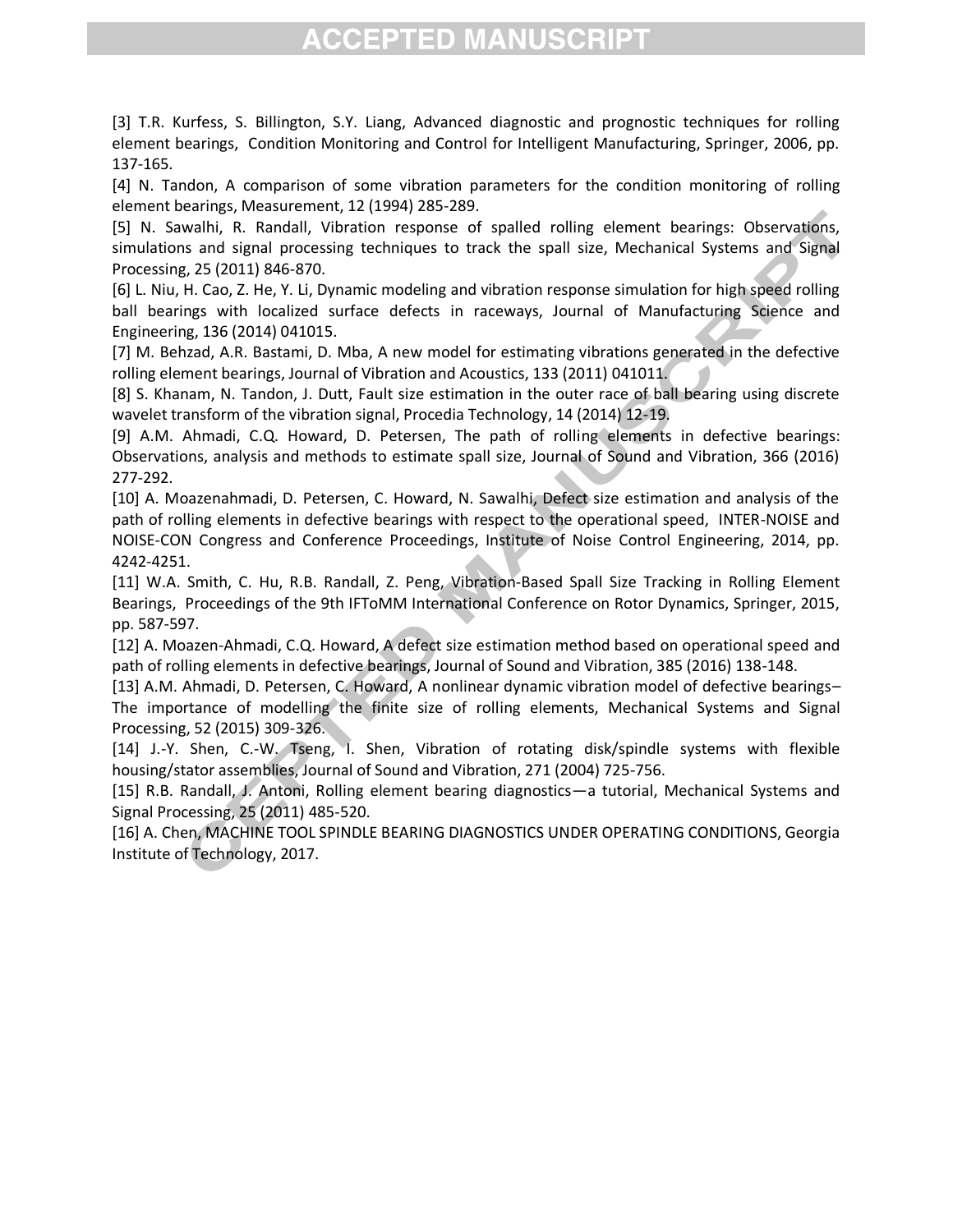[3] T.R. Kurfess, S. Billington, S.Y. Liang, Advanced diagnostic and prognostic techniques for rolling element bearings, Condition Monitoring and Control for Intelligent Manufacturing, Springer, 2006, pp. 137-165.

[4] N. Tandon, A comparison of some vibration parameters for the condition monitoring of rolling element bearings, Measurement, 12 (1994) 285-289.

[5] N. Sawalhi, R. Randall, Vibration response of spalled rolling element bearings: Observations, simulations and signal processing techniques to track the spall size, Mechanical Systems and Signal Processing, 25 (2011) 846-870.

[6] L. Niu, H. Cao, Z. He, Y. Li, Dynamic modeling and vibration response simulation for high speed rolling ball bearings with localized surface defects in raceways, Journal of Manufacturing Science and Engineering, 136 (2014) 041015.

[7] M. Behzad, A.R. Bastami, D. Mba, A new model for estimating vibrations generated in the defective rolling element bearings, Journal of Vibration and Acoustics, 133 (2011) 041011.

[8] S. Khanam, N. Tandon, J. Dutt, Fault size estimation in the outer race of ball bearing using discrete wavelet transform of the vibration signal, Procedia Technology, 14 (2014) 12-19.

[9] A.M. Ahmadi, C.Q. Howard, D. Petersen, The path of rolling elements in defective bearings: Observations, analysis and methods to estimate spall size, Journal of Sound and Vibration, 366 (2016) 277-292.

[10] A. Moazenahmadi, D. Petersen, C. Howard, N. Sawalhi, Defect size estimation and analysis of the path of rolling elements in defective bearings with respect to the operational speed, INTER-NOISE and NOISE-CON Congress and Conference Proceedings, Institute of Noise Control Engineering, 2014, pp. 4242-4251.

[11] W.A. Smith, C. Hu, R.B. Randall, Z. Peng, Vibration-Based Spall Size Tracking in Rolling Element Bearings, Proceedings of the 9th IFToMM International Conference on Rotor Dynamics, Springer, 2015, pp. 587-597.

[12] A. Moazen-Ahmadi, C.Q. Howard, A defect size estimation method based on operational speed and path of rolling elements in defective bearings, Journal of Sound and Vibration, 385 (2016) 138-148.

[13] A.M. Ahmadi, D. Petersen, C. Howard, A nonlinear dynamic vibration model of defective bearings–The importance of modelling the finite size of rolling elements, Mechanical Systems and Signal Processing, 52 (2015) 309-326.

[14] J.-Y. Shen, C.-W. Tseng, I. Shen, Vibration of rotating disk/spindle systems with flexible housing/stator assemblies, Journal of Sound and Vibration, 271 (2004) 725-756.

[15] R.B. Randall, J. Antoni, Rolling element bearing diagnostics—a tutorial, Mechanical Systems and Signal Processing, 25 (2011) 485-520.

[16] A. Chen, MACHINE TOOL SPINDLE BEARING DIAGNOSTICS UNDER OPERATING CONDITIONS, Georgia Institute of Technology, 2017.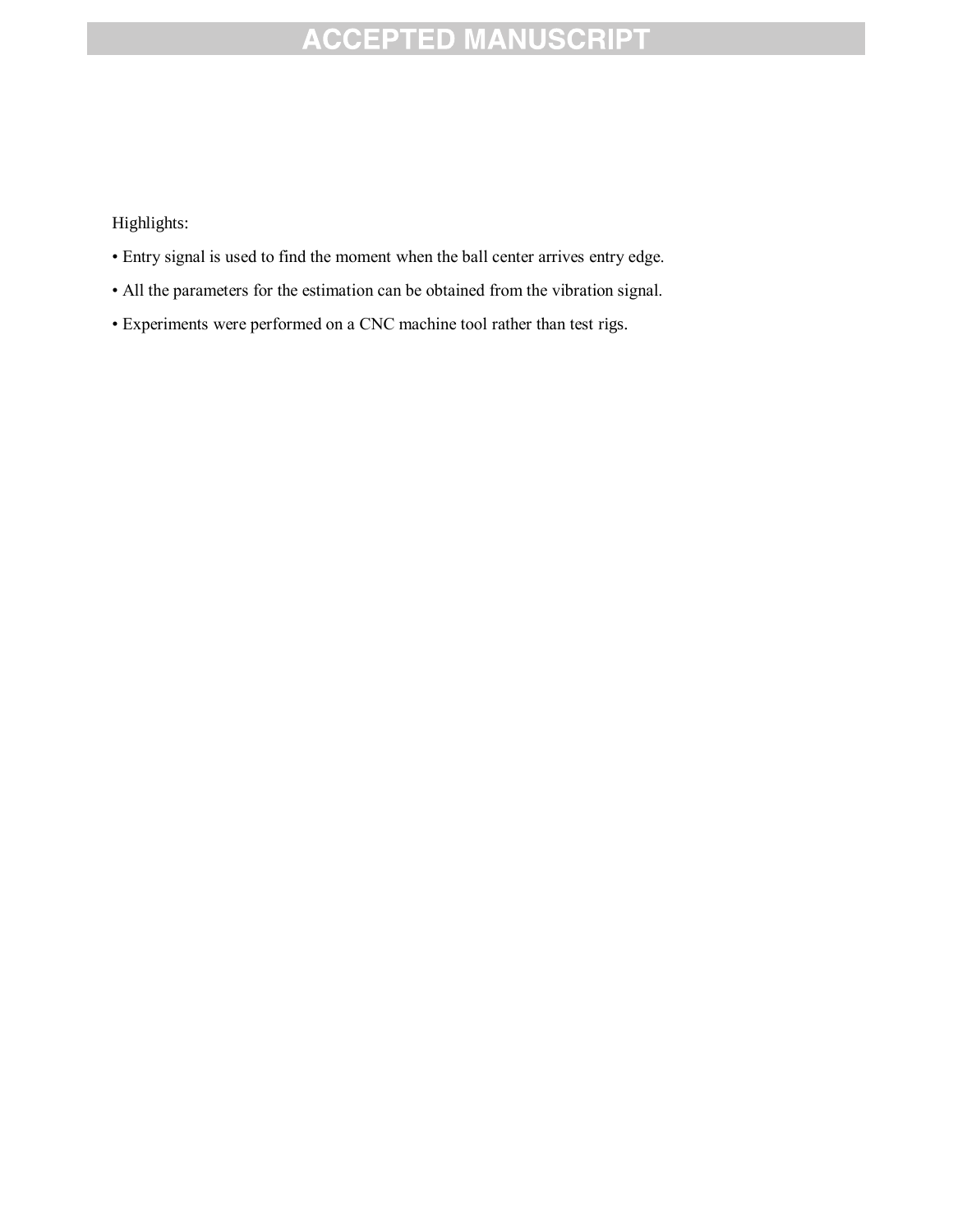Highlights:

- Entry signal is used to find the moment when the ball center arrives entry edge.
- All the parameters for the estimation can be obtained from the vibration signal.
- Experiments were performed on a CNC machine tool rather than test rigs.